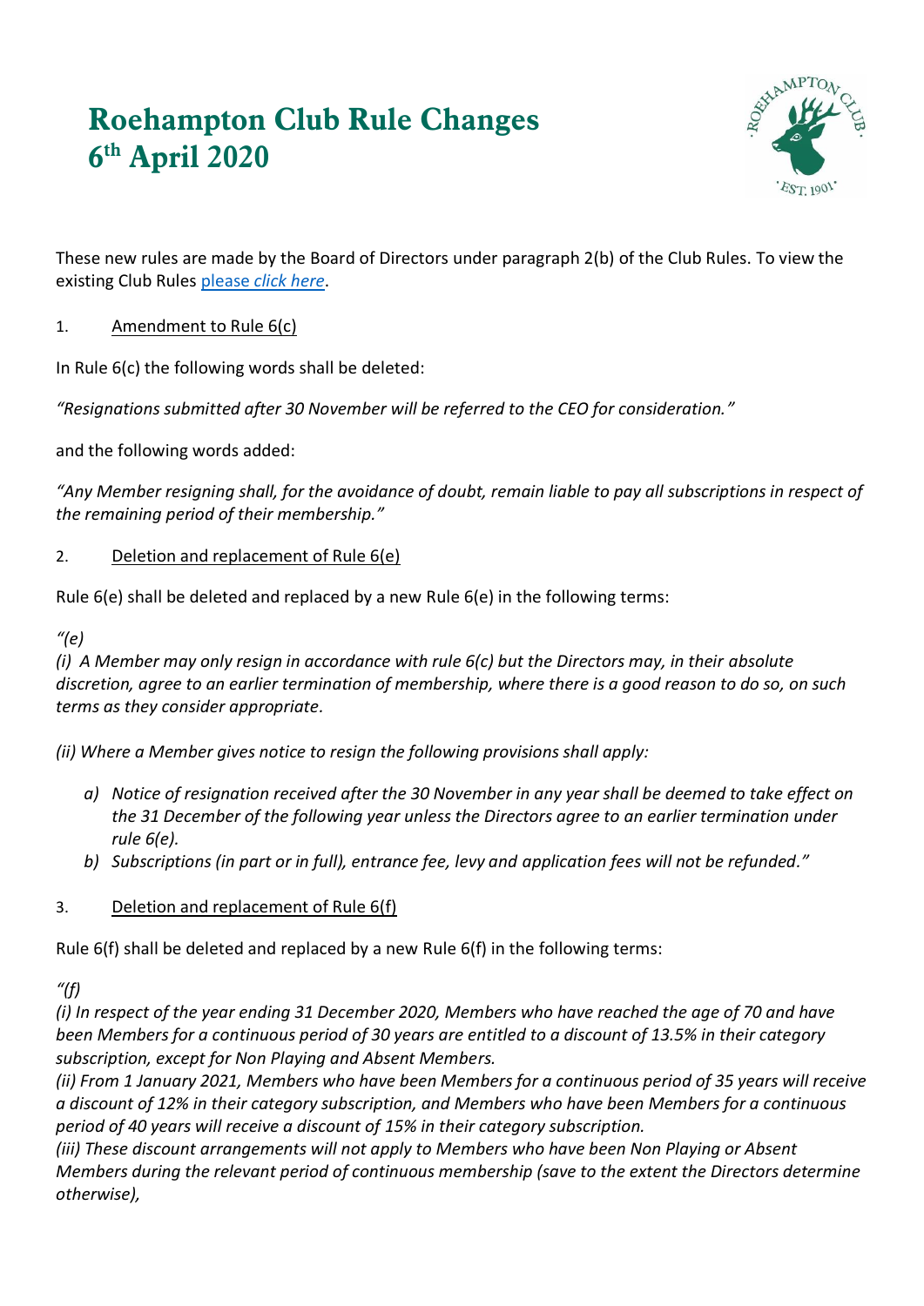# Roehampton Club Rule Changes 6th April 2020

These new rules are made by the Board of Directors under paragraph 2(b) of the Club Rules. To view the existing Club Rules [please *click here*](#).

1. <u>Amendment to Rule 6(c)</u>

In Rule 6(c) the following words shall be deleted:

*"Resignations submitted after 30 November will be referred to the CEO for consideration."*

and the following words added:

*"Any Member resigning shall, for the avoidance of doubt, remain liable to pay all subscriptions in respect of the remaining period of their membership."*

2. <u>Deletion and replacement of Rule 6(e)</u>

Rule 6(e) shall be deleted and replaced by a new Rule 6(e) in the following terms:

*"(e)*
*(i) A Member may only resign in accordance with rule 6(c) but the Directors may, in their absolute discretion, agree to an earlier termination of membership, where there is a good reason to do so, on such terms as they consider appropriate.*

*(ii) Where a Member gives notice to resign the following provisions shall apply:*

*a) Notice of resignation received after the 30 November in any year shall be deemed to take effect on the 31 December of the following year unless the Directors agree to an earlier termination under rule 6(e).*
*b) Subscriptions (in part or in full), entrance fee, levy and application fees will not be refunded."*

3. <u>Deletion and replacement of Rule 6(f)</u>

Rule 6(f) shall be deleted and replaced by a new Rule 6(f) in the following terms:

*"(f)*
*(i) In respect of the year ending 31 December 2020, Members who have reached the age of 70 and have been Members for a continuous period of 30 years are entitled to a discount of 13.5% in their category subscription, except for Non Playing and Absent Members.*
*(ii) From 1 January 2021, Members who have been Members for a continuous period of 35 years will receive a discount of 12% in their category subscription, and Members who have been Members for a continuous period of 40 years will receive a discount of 15% in their category subscription.*
*(iii) These discount arrangements will not apply to Members who have been Non Playing or Absent Members during the relevant period of continuous membership (save to the extent the Directors determine otherwise),*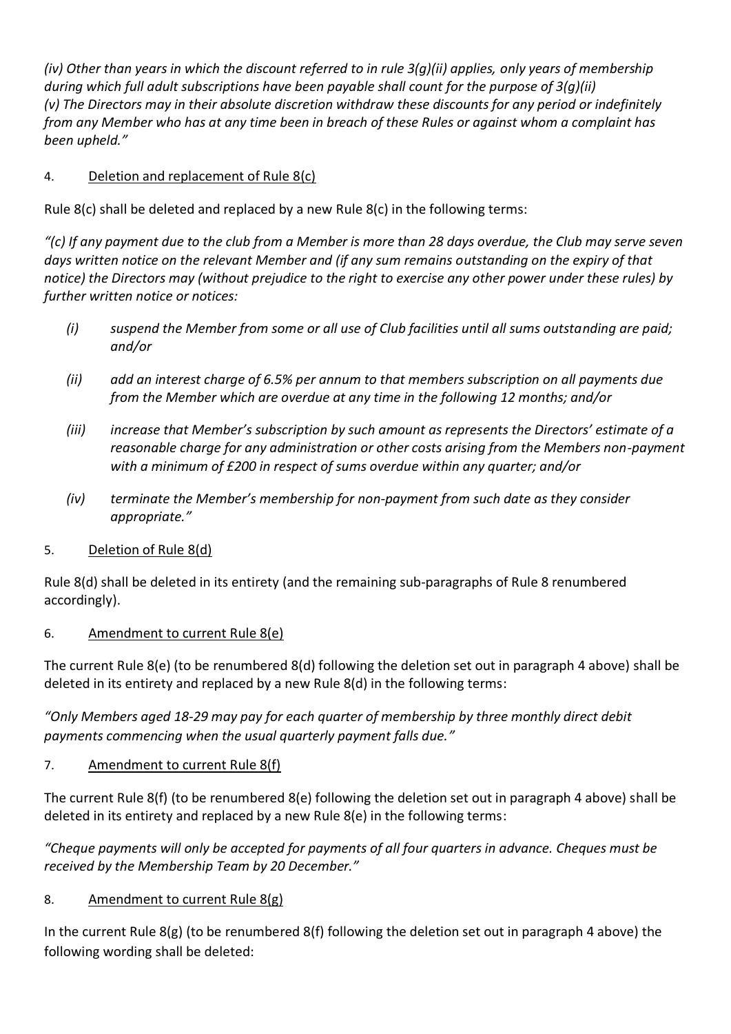*(iv) Other than years in which the discount referred to in rule 3(g)(ii) applies, only years of membership during which full adult subscriptions have been payable shall count for the purpose of 3(g)(ii)*
*(v) The Directors may in their absolute discretion withdraw these discounts for any period or indefinitely from any Member who has at any time been in breach of these Rules or against whom a complaint has been upheld."*

4. <u>Deletion and replacement of Rule 8(c)</u>

Rule 8(c) shall be deleted and replaced by a new Rule 8(c) in the following terms:

*"(c) If any payment due to the club from a Member is more than 28 days overdue, the Club may serve seven days written notice on the relevant Member and (if any sum remains outstanding on the expiry of that notice) the Directors may (without prejudice to the right to exercise any other power under these rules) by further written notice or notices:*

- *(i) suspend the Member from some or all use of Club facilities until all sums outstanding are paid; and/or*
- *(ii) add an interest charge of 6.5% per annum to that members subscription on all payments due from the Member which are overdue at any time in the following 12 months; and/or*
- *(iii) increase that Member's subscription by such amount as represents the Directors' estimate of a reasonable charge for any administration or other costs arising from the Members non-payment with a minimum of £200 in respect of sums overdue within any quarter; and/or*
- *(iv) terminate the Member's membership for non-payment from such date as they consider appropriate."*

5. <u>Deletion of Rule 8(d)</u>

Rule 8(d) shall be deleted in its entirety (and the remaining sub-paragraphs of Rule 8 renumbered accordingly).

6. <u>Amendment to current Rule 8(e)</u>

The current Rule 8(e) (to be renumbered 8(d) following the deletion set out in paragraph 4 above) shall be deleted in its entirety and replaced by a new Rule 8(d) in the following terms:

*"Only Members aged 18-29 may pay for each quarter of membership by three monthly direct debit payments commencing when the usual quarterly payment falls due."*

7. <u>Amendment to current Rule 8(f)</u>

The current Rule 8(f) (to be renumbered 8(e) following the deletion set out in paragraph 4 above) shall be deleted in its entirety and replaced by a new Rule 8(e) in the following terms:

*"Cheque payments will only be accepted for payments of all four quarters in advance. Cheques must be received by the Membership Team by 20 December."*

8. <u>Amendment to current Rule 8(g)</u>

In the current Rule 8(g) (to be renumbered 8(f) following the deletion set out in paragraph 4 above) the following wording shall be deleted: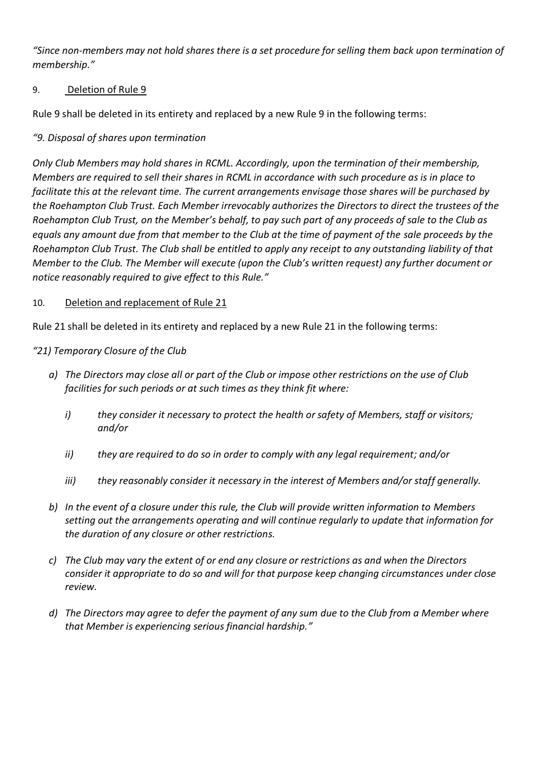*"Since non-members may not hold shares there is a set procedure for selling them back upon termination of membership."*

9. Deletion of Rule 9

Rule 9 shall be deleted in its entirety and replaced by a new Rule 9 in the following terms:

*"9. Disposal of shares upon termination*

*Only Club Members may hold shares in RCML. Accordingly, upon the termination of their membership, Members are required to sell their shares in RCML in accordance with such procedure as is in place to facilitate this at the relevant time. The current arrangements envisage those shares will be purchased by the Roehampton Club Trust. Each Member irrevocably authorizes the Directors to direct the trustees of the Roehampton Club Trust, on the Member's behalf, to pay such part of any proceeds of sale to the Club as equals any amount due from that member to the Club at the time of payment of the sale proceeds by the Roehampton Club Trust. The Club shall be entitled to apply any receipt to any outstanding liability of that Member to the Club. The Member will execute (upon the Club's written request) any further document or notice reasonably required to give effect to this Rule."*

10. Deletion and replacement of Rule 21

Rule 21 shall be deleted in its entirety and replaced by a new Rule 21 in the following terms:

*"21) Temporary Closure of the Club*

- *a) The Directors may close all or part of the Club or impose other restrictions on the use of Club facilities for such periods or at such times as they think fit where:*
  - *i) they consider it necessary to protect the health or safety of Members, staff or visitors; and/or*
  - *ii) they are required to do so in order to comply with any legal requirement; and/or*
  - *iii) they reasonably consider it necessary in the interest of Members and/or staff generally.*
- *b) In the event of a closure under this rule, the Club will provide written information to Members setting out the arrangements operating and will continue regularly to update that information for the duration of any closure or other restrictions.*
- *c) The Club may vary the extent of or end any closure or restrictions as and when the Directors consider it appropriate to do so and will for that purpose keep changing circumstances under close review.*
- *d) The Directors may agree to defer the payment of any sum due to the Club from a Member where that Member is experiencing serious financial hardship."*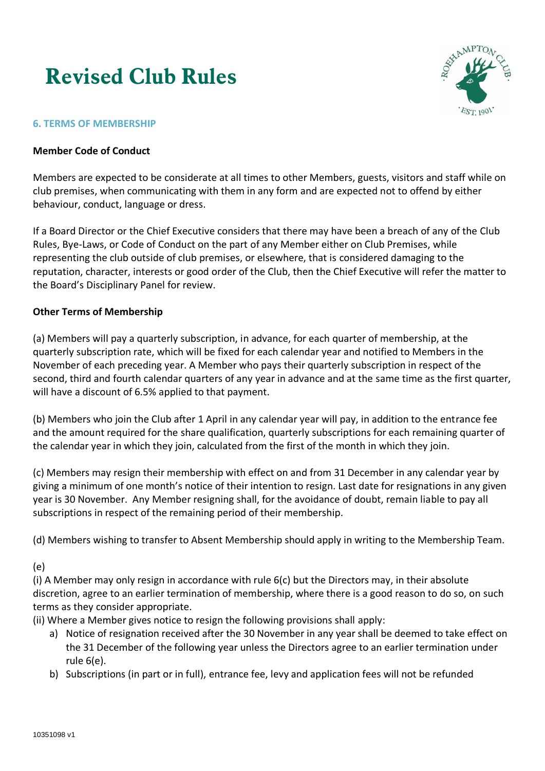# Revised Club Rules

### 6. TERMS OF MEMBERSHIP

**Member Code of Conduct**

Members are expected to be considerate at all times to other Members, guests, visitors and staff while on club premises, when communicating with them in any form and are expected not to offend by either behaviour, conduct, language or dress.

If a Board Director or the Chief Executive considers that there may have been a breach of any of the Club Rules, Bye-Laws, or Code of Conduct on the part of any Member either on Club Premises, while representing the club outside of club premises, or elsewhere, that is considered damaging to the reputation, character, interests or good order of the Club, then the Chief Executive will refer the matter to the Board's Disciplinary Panel for review.

**Other Terms of Membership**

(a) Members will pay a quarterly subscription, in advance, for each quarter of membership, at the quarterly subscription rate, which will be fixed for each calendar year and notified to Members in the November of each preceding year. A Member who pays their quarterly subscription in respect of the second, third and fourth calendar quarters of any year in advance and at the same time as the first quarter, will have a discount of 6.5% applied to that payment.

(b) Members who join the Club after 1 April in any calendar year will pay, in addition to the entrance fee and the amount required for the share qualification, quarterly subscriptions for each remaining quarter of the calendar year in which they join, calculated from the first of the month in which they join.

(c) Members may resign their membership with effect on and from 31 December in any calendar year by giving a minimum of one month's notice of their intention to resign. Last date for resignations in any given year is 30 November. Any Member resigning shall, for the avoidance of doubt, remain liable to pay all subscriptions in respect of the remaining period of their membership.

(d) Members wishing to transfer to Absent Membership should apply in writing to the Membership Team.

(e)

(i) A Member may only resign in accordance with rule 6(c) but the Directors may, in their absolute discretion, agree to an earlier termination of membership, where there is a good reason to do so, on such terms as they consider appropriate.

(ii) Where a Member gives notice to resign the following provisions shall apply:

a) Notice of resignation received after the 30 November in any year shall be deemed to take effect on the 31 December of the following year unless the Directors agree to an earlier termination under rule 6(e).

b) Subscriptions (in part or in full), entrance fee, levy and application fees will not be refunded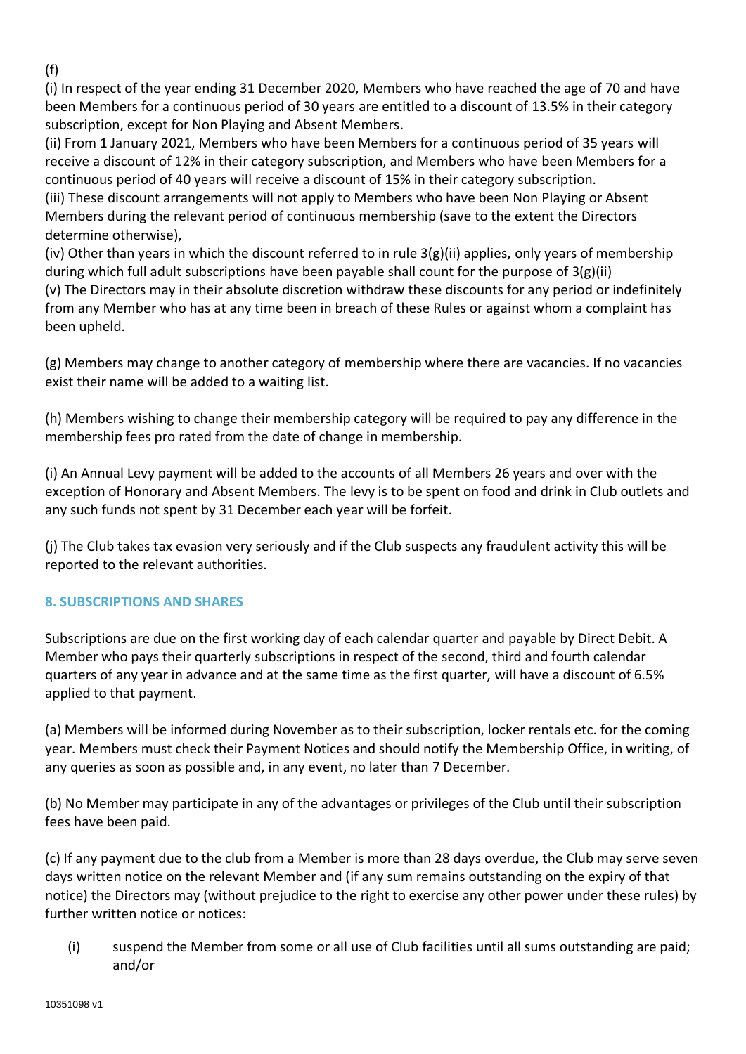(f)

(i) In respect of the year ending 31 December 2020, Members who have reached the age of 70 and have been Members for a continuous period of 30 years are entitled to a discount of 13.5% in their category subscription, except for Non Playing and Absent Members.

(ii) From 1 January 2021, Members who have been Members for a continuous period of 35 years will receive a discount of 12% in their category subscription, and Members who have been Members for a continuous period of 40 years will receive a discount of 15% in their category subscription.

(iii) These discount arrangements will not apply to Members who have been Non Playing or Absent Members during the relevant period of continuous membership (save to the extent the Directors determine otherwise),

(iv) Other than years in which the discount referred to in rule 3(g)(ii) applies, only years of membership during which full adult subscriptions have been payable shall count for the purpose of 3(g)(ii)

(v) The Directors may in their absolute discretion withdraw these discounts for any period or indefinitely from any Member who has at any time been in breach of these Rules or against whom a complaint has been upheld.

(g) Members may change to another category of membership where there are vacancies. If no vacancies exist their name will be added to a waiting list.

(h) Members wishing to change their membership category will be required to pay any difference in the membership fees pro rated from the date of change in membership.

(i) An Annual Levy payment will be added to the accounts of all Members 26 years and over with the exception of Honorary and Absent Members. The levy is to be spent on food and drink in Club outlets and any such funds not spent by 31 December each year will be forfeit.

(j) The Club takes tax evasion very seriously and if the Club suspects any fraudulent activity this will be reported to the relevant authorities.

## 8. SUBSCRIPTIONS AND SHARES

Subscriptions are due on the first working day of each calendar quarter and payable by Direct Debit. A Member who pays their quarterly subscriptions in respect of the second, third and fourth calendar quarters of any year in advance and at the same time as the first quarter, will have a discount of 6.5% applied to that payment.

(a) Members will be informed during November as to their subscription, locker rentals etc. for the coming year. Members must check their Payment Notices and should notify the Membership Office, in writing, of any queries as soon as possible and, in any event, no later than 7 December.

(b) No Member may participate in any of the advantages or privileges of the Club until their subscription fees have been paid.

(c) If any payment due to the club from a Member is more than 28 days overdue, the Club may serve seven days written notice on the relevant Member and (if any sum remains outstanding on the expiry of that notice) the Directors may (without prejudice to the right to exercise any other power under these rules) by further written notice or notices:

(i) suspend the Member from some or all use of Club facilities until all sums outstanding are paid; and/or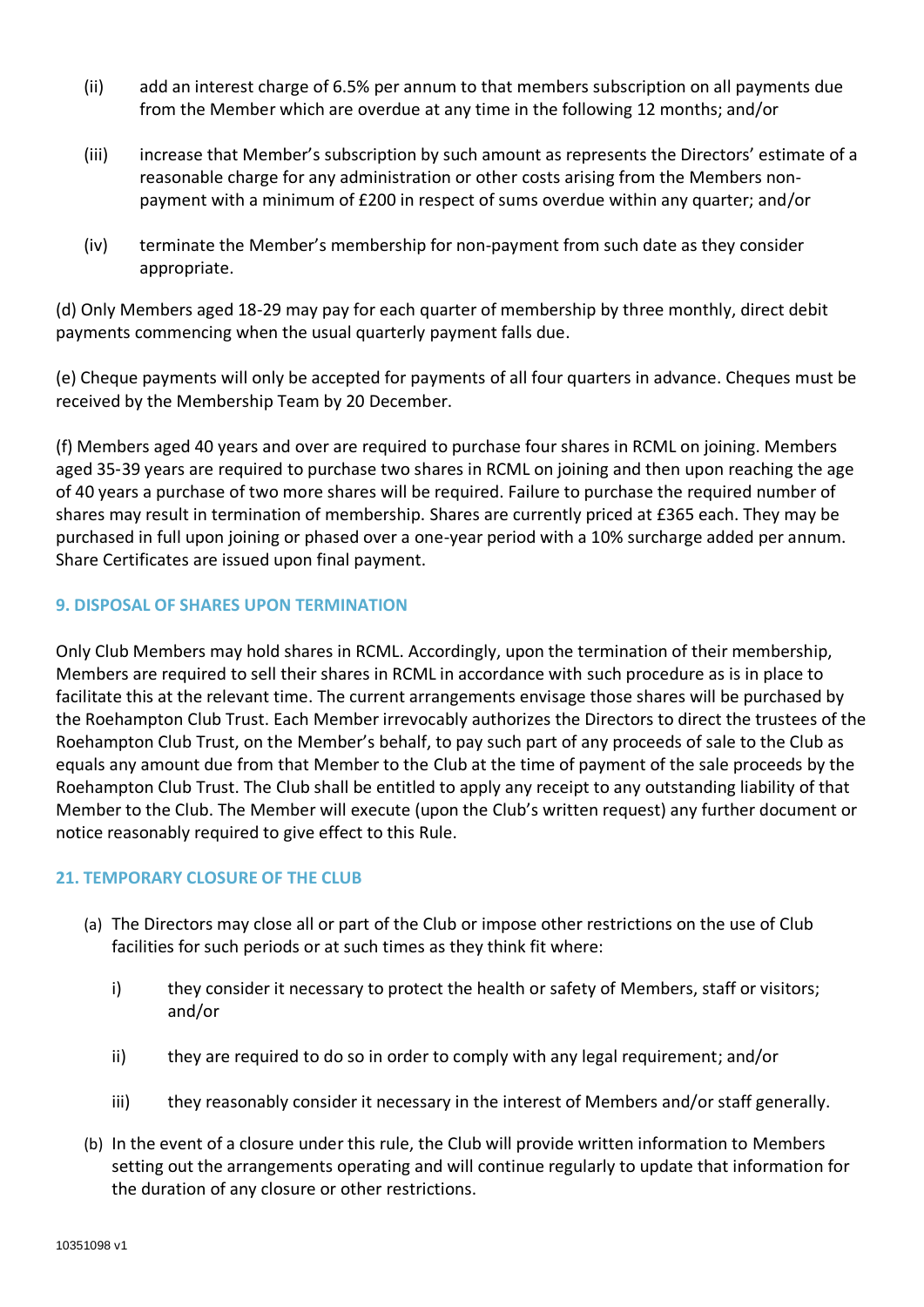(ii) add an interest charge of 6.5% per annum to that members subscription on all payments due from the Member which are overdue at any time in the following 12 months; and/or

(iii) increase that Member's subscription by such amount as represents the Directors' estimate of a reasonable charge for any administration or other costs arising from the Members non-payment with a minimum of £200 in respect of sums overdue within any quarter; and/or

(iv) terminate the Member's membership for non-payment from such date as they consider appropriate.

(d) Only Members aged 18-29 may pay for each quarter of membership by three monthly, direct debit payments commencing when the usual quarterly payment falls due.

(e) Cheque payments will only be accepted for payments of all four quarters in advance. Cheques must be received by the Membership Team by 20 December.

(f) Members aged 40 years and over are required to purchase four shares in RCML on joining. Members aged 35-39 years are required to purchase two shares in RCML on joining and then upon reaching the age of 40 years a purchase of two more shares will be required. Failure to purchase the required number of shares may result in termination of membership. Shares are currently priced at £365 each. They may be purchased in full upon joining or phased over a one-year period with a 10% surcharge added per annum. Share Certificates are issued upon final payment.

### 9. DISPOSAL OF SHARES UPON TERMINATION

Only Club Members may hold shares in RCML. Accordingly, upon the termination of their membership, Members are required to sell their shares in RCML in accordance with such procedure as is in place to facilitate this at the relevant time. The current arrangements envisage those shares will be purchased by the Roehampton Club Trust. Each Member irrevocably authorizes the Directors to direct the trustees of the Roehampton Club Trust, on the Member's behalf, to pay such part of any proceeds of sale to the Club as equals any amount due from that Member to the Club at the time of payment of the sale proceeds by the Roehampton Club Trust. The Club shall be entitled to apply any receipt to any outstanding liability of that Member to the Club. The Member will execute (upon the Club's written request) any further document or notice reasonably required to give effect to this Rule.

### 21. TEMPORARY CLOSURE OF THE CLUB

(a) The Directors may close all or part of the Club or impose other restrictions on the use of Club facilities for such periods or at such times as they think fit where:

i) they consider it necessary to protect the health or safety of Members, staff or visitors; and/or

ii) they are required to do so in order to comply with any legal requirement; and/or

iii) they reasonably consider it necessary in the interest of Members and/or staff generally.

(b) In the event of a closure under this rule, the Club will provide written information to Members setting out the arrangements operating and will continue regularly to update that information for the duration of any closure or other restrictions.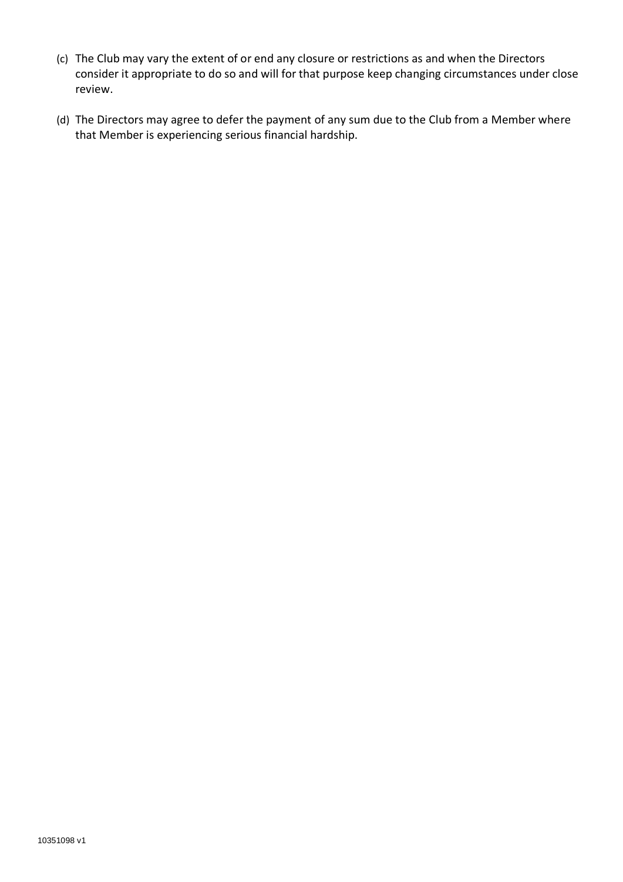(c) The Club may vary the extent of or end any closure or restrictions as and when the Directors consider it appropriate to do so and will for that purpose keep changing circumstances under close review.

(d) The Directors may agree to defer the payment of any sum due to the Club from a Member where that Member is experiencing serious financial hardship.